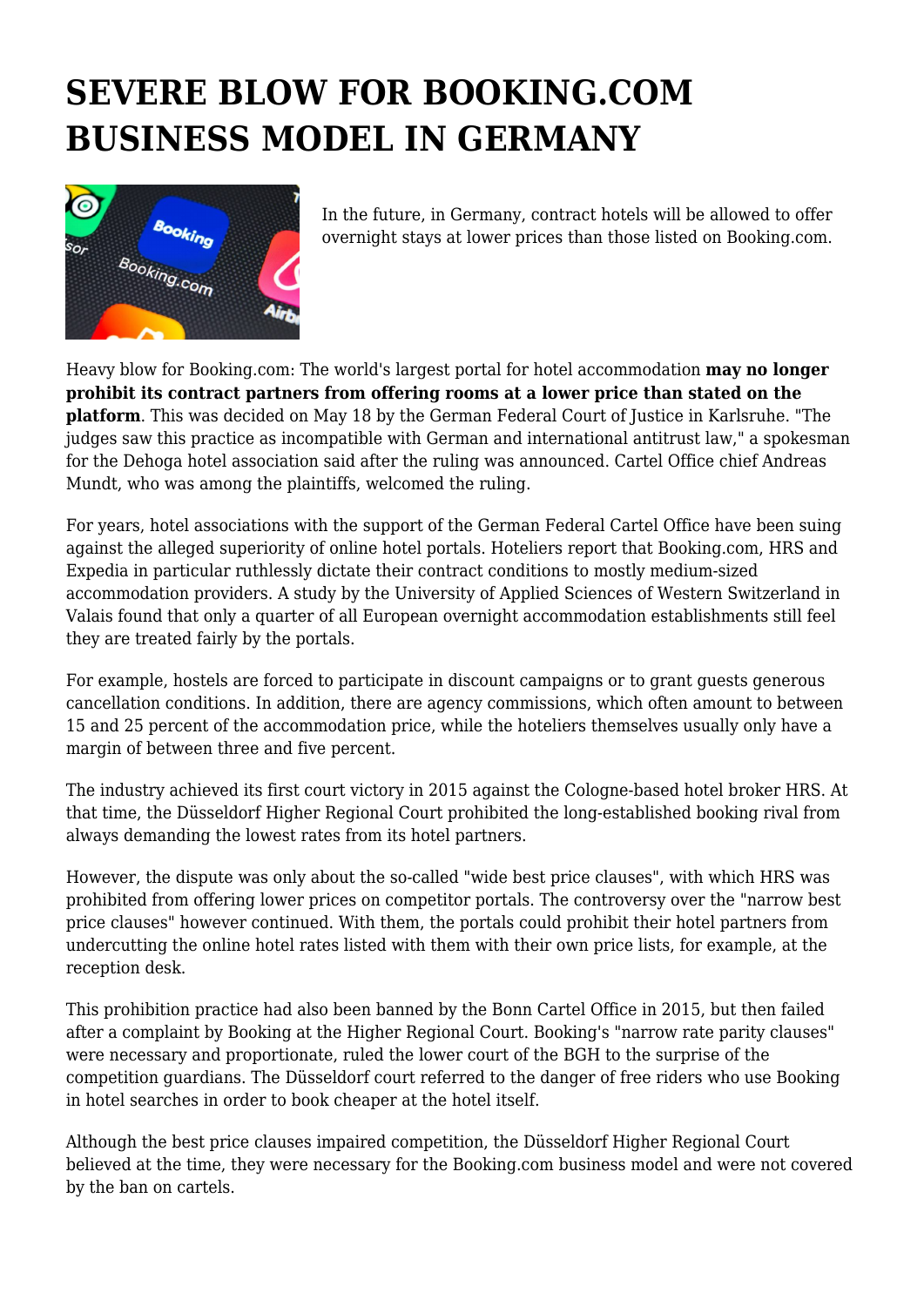# SEVERE BLOW FOR BOOKING.COM BUSINESS MODEL IN GERMANY

In the future, in Germany, contract hotels will be allowed to offer overnight stays at lower prices than those listed on Booking.com.

Heavy blow for Booking.com: The world's largest portal for hotel accommodation **may no longer prohibit its contract partners from offering rooms at a lower price than stated on the platform**. This was decided on May 18 by the German Federal Court of Justice in Karlsruhe. "The judges saw this practice as incompatible with German and international antitrust law," a spokesman for the Dehoga hotel association said after the ruling was announced. Cartel Office chief Andreas Mundt, who was among the plaintiffs, welcomed the ruling.

For years, hotel associations with the support of the German Federal Cartel Office have been suing against the alleged superiority of online hotel portals. Hoteliers report that Booking.com, HRS and Expedia in particular ruthlessly dictate their contract conditions to mostly medium-sized accommodation providers. A study by the University of Applied Sciences of Western Switzerland in Valais found that only a quarter of all European overnight accommodation establishments still feel they are treated fairly by the portals.

For example, hostels are forced to participate in discount campaigns or to grant guests generous cancellation conditions. In addition, there are agency commissions, which often amount to between 15 and 25 percent of the accommodation price, while the hoteliers themselves usually only have a margin of between three and five percent.

The industry achieved its first court victory in 2015 against the Cologne-based hotel broker HRS. At that time, the Düsseldorf Higher Regional Court prohibited the long-established booking rival from always demanding the lowest rates from its hotel partners.

However, the dispute was only about the so-called "wide best price clauses", with which HRS was prohibited from offering lower prices on competitor portals. The controversy over the "narrow best price clauses" however continued. With them, the portals could prohibit their hotel partners from undercutting the online hotel rates listed with them with their own price lists, for example, at the reception desk.

This prohibition practice had also been banned by the Bonn Cartel Office in 2015, but then failed after a complaint by Booking at the Higher Regional Court. Booking's "narrow rate parity clauses" were necessary and proportionate, ruled the lower court of the BGH to the surprise of the competition guardians. The Düsseldorf court referred to the danger of free riders who use Booking in hotel searches in order to book cheaper at the hotel itself.

Although the best price clauses impaired competition, the Düsseldorf Higher Regional Court believed at the time, they were necessary for the Booking.com business model and were not covered by the ban on cartels.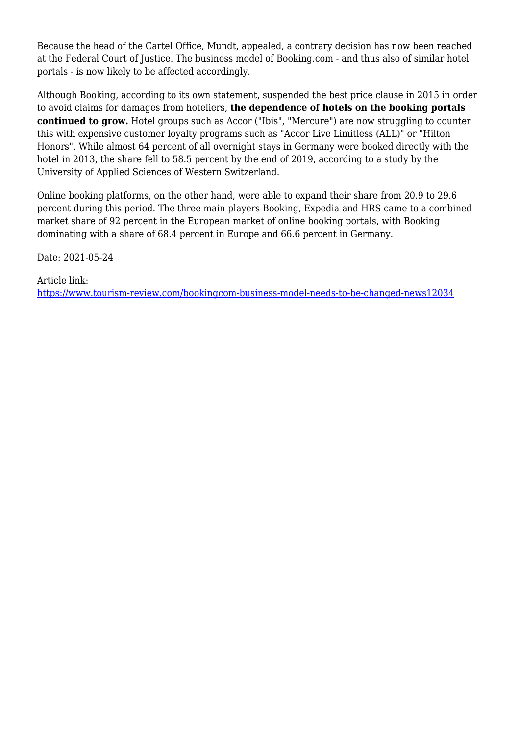Because the head of the Cartel Office, Mundt, appealed, a contrary decision has now been reached at the Federal Court of Justice. The business model of Booking.com - and thus also of similar hotel portals - is now likely to be affected accordingly.

Although Booking, according to its own statement, suspended the best price clause in 2015 in order to avoid claims for damages from hoteliers, **the dependence of hotels on the booking portals continued to grow.** Hotel groups such as Accor ("Ibis", "Mercure") are now struggling to counter this with expensive customer loyalty programs such as "Accor Live Limitless (ALL)" or "Hilton Honors". While almost 64 percent of all overnight stays in Germany were booked directly with the hotel in 2013, the share fell to 58.5 percent by the end of 2019, according to a study by the University of Applied Sciences of Western Switzerland.

Online booking platforms, on the other hand, were able to expand their share from 20.9 to 29.6 percent during this period. The three main players Booking, Expedia and HRS came to a combined market share of 92 percent in the European market of online booking portals, with Booking dominating with a share of 68.4 percent in Europe and 66.6 percent in Germany.

Date: 2021-05-24

Article link:
https://www.tourism-review.com/bookingcom-business-model-needs-to-be-changed-news12034